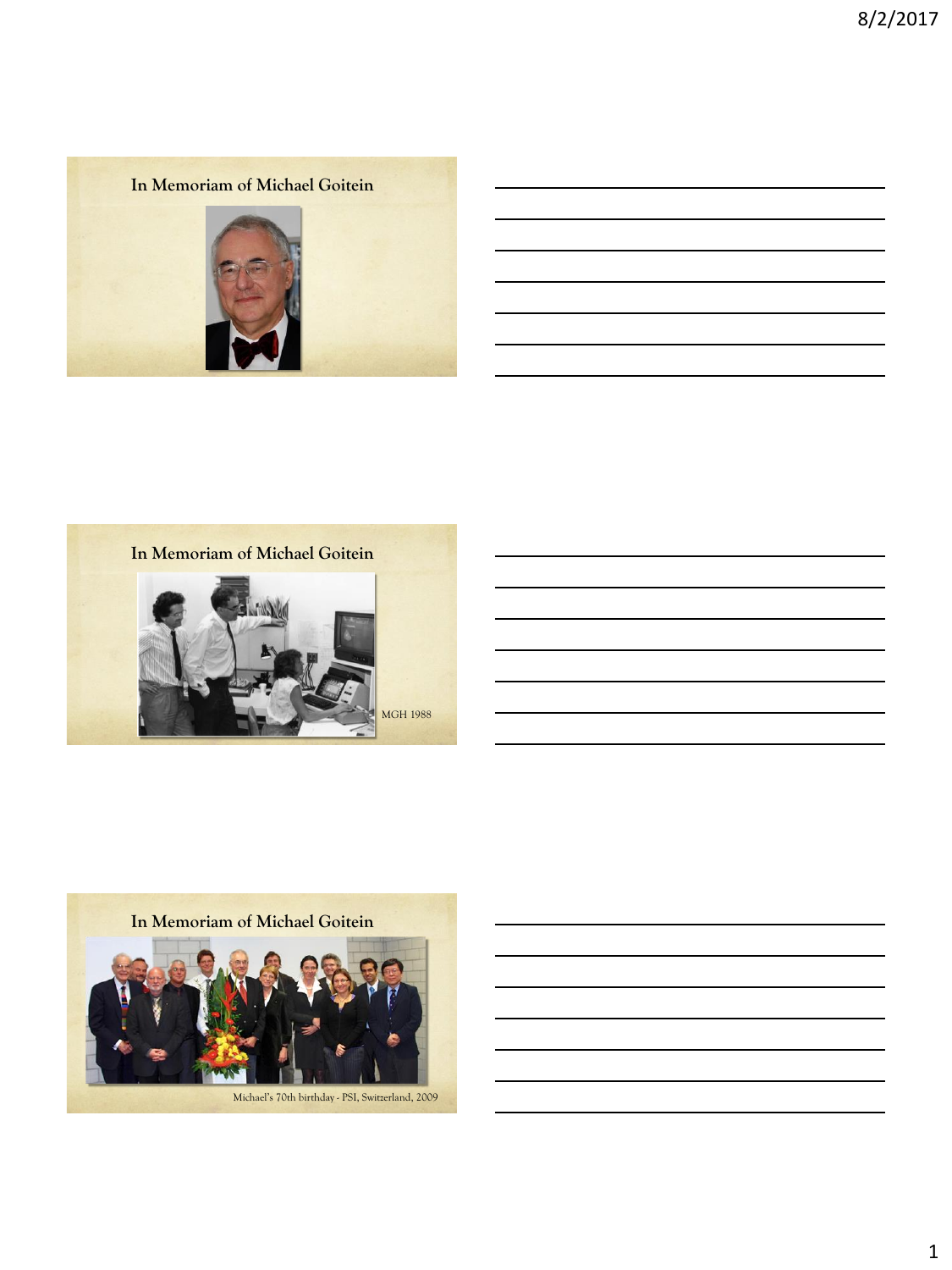## In Memoriam of Michael Goitein

## In Memoriam of Michael Goitein

MGH 1988

## In Memoriam of Michael Goitein

Michael's 70th birthday - PSI, Switzerland, 2009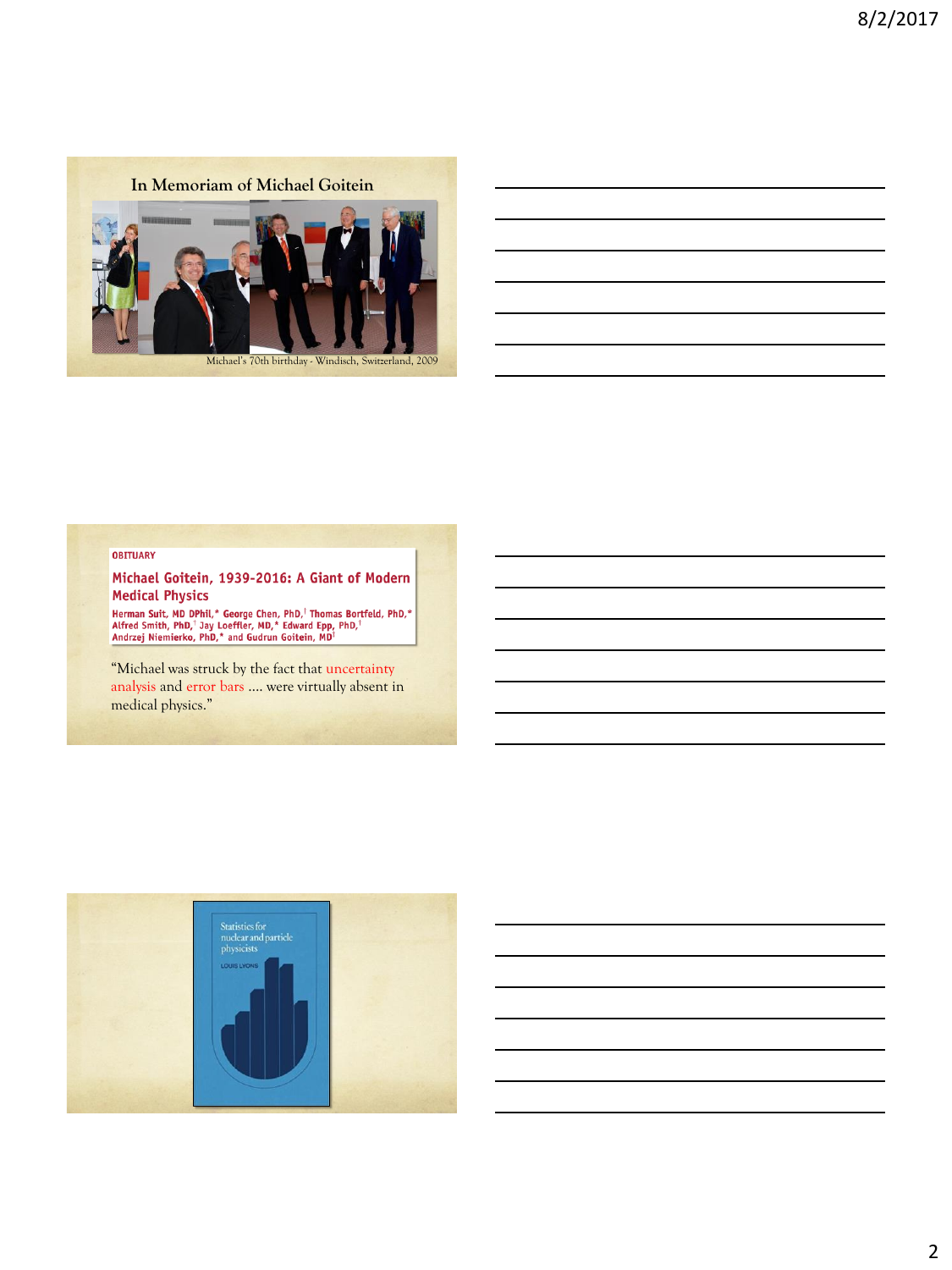## In Memoriam of Michael Goitein

Michael's 70th birthday - Windisch, Switzerland, 2009

OBITUARY

**Michael Goitein, 1939-2016: A Giant of Modern Medical Physics**

Herman Suit, MD DPhil,* George Chen, PhD,[†] Thomas Bortfeld, PhD,* Alfred Smith, PhD,[†] Jay Loeffler, MD,* Edward Epp, PhD,[†] Andrzej Niemierko, PhD,* and Gudrun Goitein, MD[†]

"Michael was struck by the fact that uncertainty analysis and error bars .... were virtually absent in medical physics."

Statistics for nuclear and particle physicists

LOUIS LYONS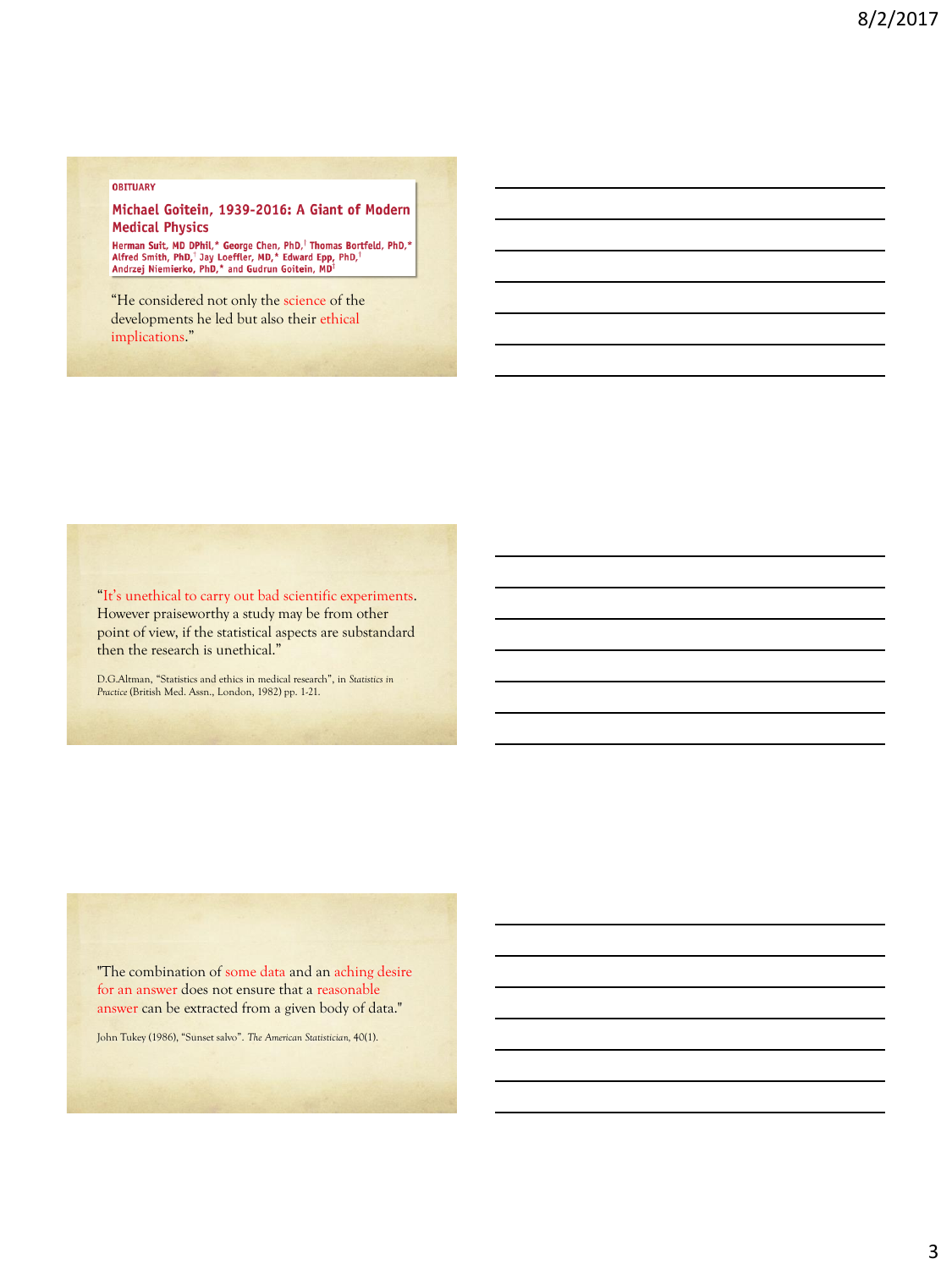OBITUARY

**Michael Goitein, 1939-2016: A Giant of Modern Medical Physics**

Herman Suit, MD DPhil,* George Chen, PhD,† Thomas Bortfeld, PhD,* Alfred Smith, PhD,† Jay Loeffler, MD,* Edward Epp, PhD,† Andrzej Niemierko, PhD,* and Gudrun Goitein, MD†

"He considered not only the science of the developments he led but also their ethical implications."

---

"It's unethical to carry out bad scientific experiments. However praiseworthy a study may be from other point of view, if the statistical aspects are substandard then the research is unethical."

D.G.Altman, "Statistics and ethics in medical research", in *Statistics in Practice* (British Med. Assn., London, 1982) pp. 1-21.

---

"The combination of some data and an aching desire for an answer does not ensure that a reasonable answer can be extracted from a given body of data."

John Tukey (1986), "Sunset salvo". *The American Statistician*, 40(1).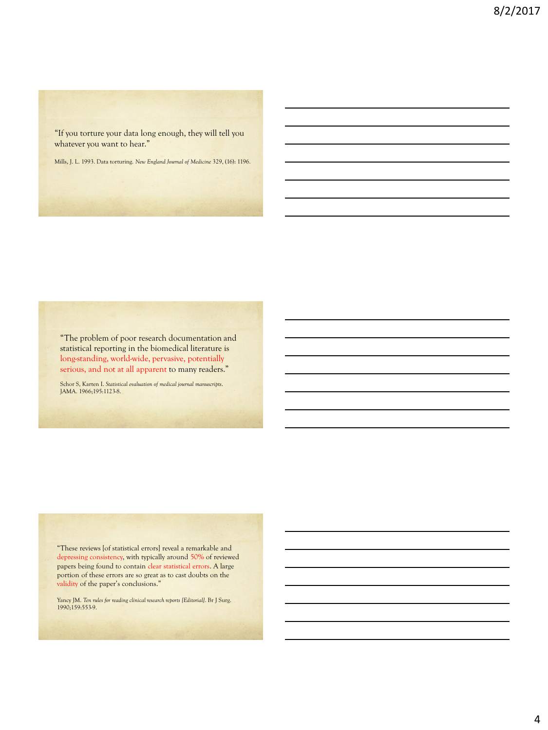"If you torture your data long enough, they will tell you whatever you want to hear."

Mills, J. L. 1993. Data torturing. *New England Journal of Medicine* 329, (16): 1196.

"The problem of poor research documentation and statistical reporting in the biomedical literature is long-standing, world-wide, pervasive, potentially serious, and not at all apparent to many readers."

Schor S, Karten I. *Statistical evaluation of medical journal manuscripts*. JAMA. 1966;195:1123-8.

"These reviews [of statistical errors] reveal a remarkable and depressing consistency, with typically around 50% of reviewed papers being found to contain clear statistical errors. A large portion of these errors are so great as to cast doubts on the validity of the paper's conclusions."

Yancy JM. *Ten rules for reading clinical research reports [Editorial]*. Br J Surg. 1990;159:553-9.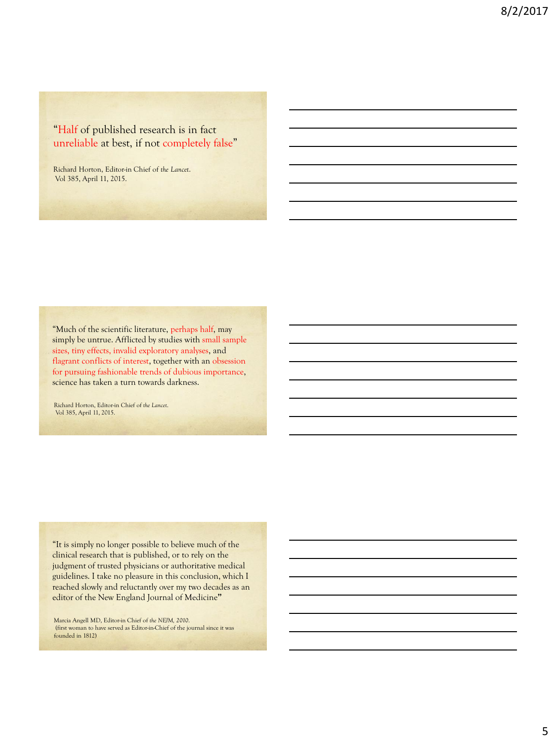"Half of published research is in fact unreliable at best, if not completely false"

Richard Horton, Editor-in Chief of *the Lancet*.
Vol 385, April 11, 2015.

"Much of the scientific literature, perhaps half, may simply be untrue. Afflicted by studies with small sample sizes, tiny effects, invalid exploratory analyses, and flagrant conflicts of interest, together with an obsession for pursuing fashionable trends of dubious importance, science has taken a turn towards darkness.

Richard Horton, Editor-in Chief of *the Lancet*.
Vol 385, April 11, 2015.

"It is simply no longer possible to believe much of the clinical research that is published, or to rely on the judgment of trusted physicians or authoritative medical guidelines. I take no pleasure in this conclusion, which I reached slowly and reluctantly over my two decades as an editor of the New England Journal of Medicine"

Marcia Angell MD, Editor-in Chief of *the NEJM, 2010*.
(first woman to have served as Editor-in-Chief of the journal since it was founded in 1812)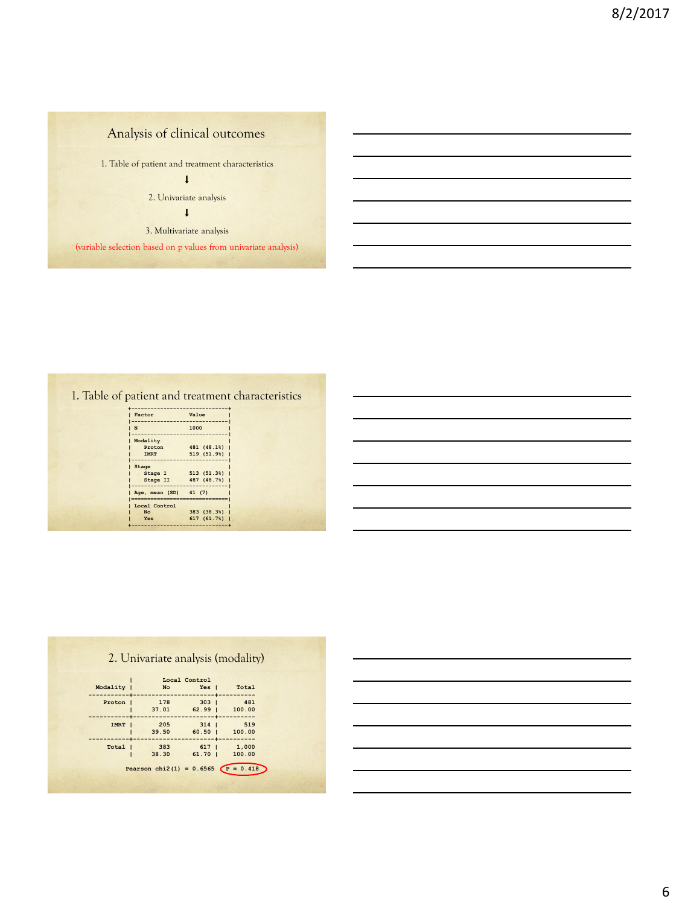## Analysis of clinical outcomes

1. Table of patient and treatment characteristics

↓

2. Univariate analysis

↓

3. Multivariate analysis

(variable selection based on p values from univariate analysis)

## 1. Table of patient and treatment characteristics

| Factor | Value |
|---|---|
| N | 1000 |
| Modality | |
| Proton | 481 (48.1%) |
| IMRT | 519 (51.9%) |
| Stage | |
| Stage I | 513 (51.3%) |
| Stage II | 487 (48.7%) |
| Age, mean (SD) | 41 (7) |
| Local Control | |
| No | 383 (38.3%) |
| Yes | 617 (61.7%) |

## 2. Univariate analysis (modality)

| Modality | Local Control No | Local Control Yes | Total |
|---|---|---|---|
| Proton | 178<br>37.01 | 303<br>62.99 | 481<br>100.00 |
| IMRT | 205<br>39.50 | 314<br>60.50 | 519<br>100.00 |
| Total | 383<br>38.30 | 617<br>61.70 | 1,000<br>100.00 |

Pearson chi2(1) = 0.6565 P = 0.418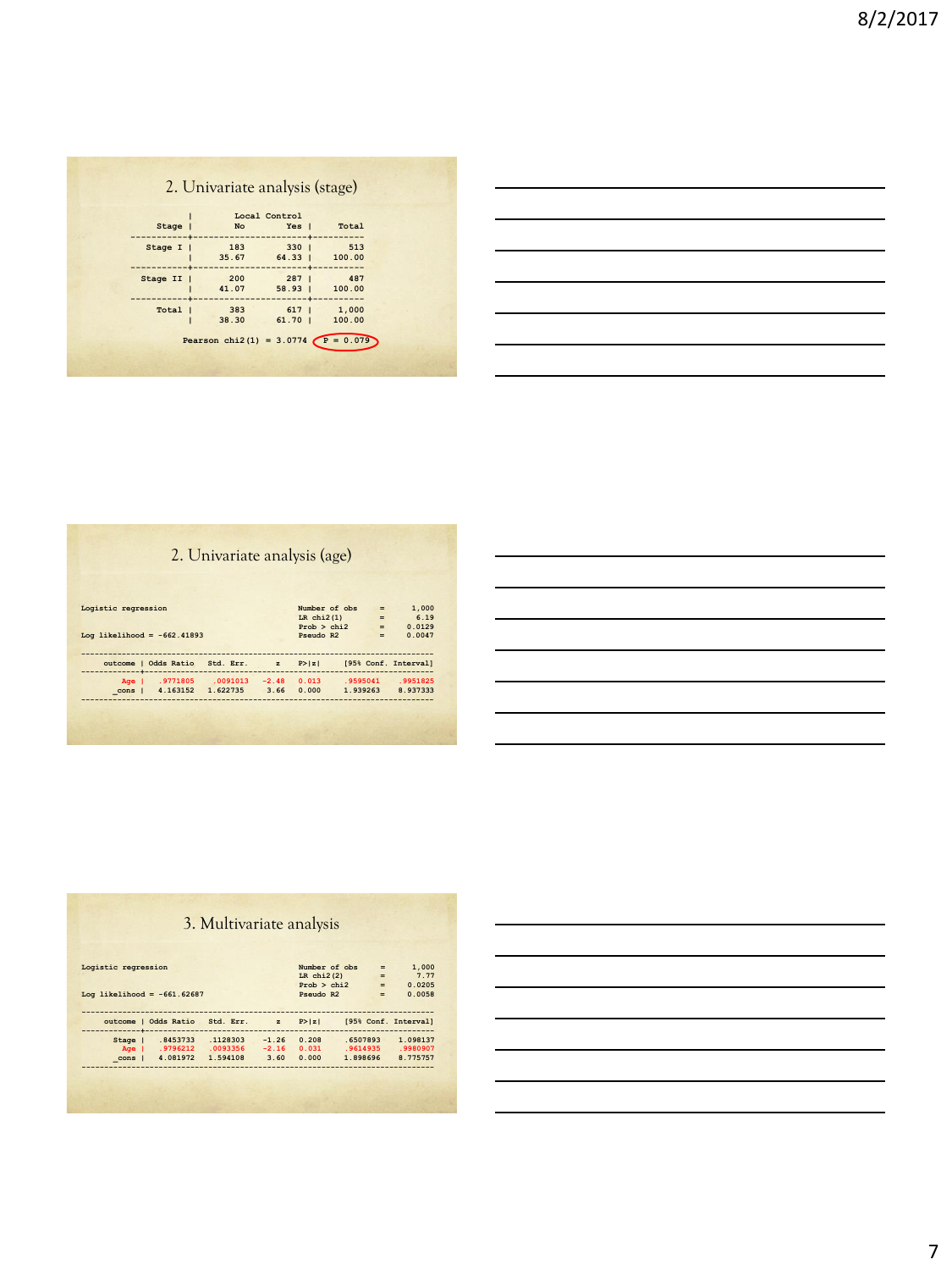## 2. Univariate analysis (stage)

| Stage | Local Control No | Local Control Yes | Total |
|---|---|---|---|
| Stage I | 183 | 330 | 513 |
| | 35.67 | 64.33 | 100.00 |
| Stage II | 200 | 287 | 487 |
| | 41.07 | 58.93 | 100.00 |
| Total | 383 | 617 | 1,000 |
| | 38.30 | 61.70 | 100.00 |

Pearson chi2(1) = 3.0774 P = 0.079

## 2. Univariate analysis (age)

```
Logistic regression                             Number of obs   =      1,000
                                                LR chi2(1)      =       6.19
                                                Prob > chi2     =     0.0129
Log likelihood = -662.41893                     Pseudo R2       =     0.0047
```

| outcome | Odds Ratio | Std. Err. | z | P>\|z\| | [95% Conf. | Interval] |
|---|---|---|---|---|---|---|
| Age | .9771805 | .0091013 | -2.48 | 0.013 | .9595041 | .9951825 |
| _cons | 4.163152 | 1.622735 | 3.66 | 0.000 | 1.939263 | 8.937333 |

## 3. Multivariate analysis

```
Logistic regression                             Number of obs   =      1,000
                                                LR chi2(2)      =       7.77
                                                Prob > chi2     =     0.0205
Log likelihood = -661.62687                     Pseudo R2       =     0.0058
```

| outcome | Odds Ratio | Std. Err. | z | P>\|z\| | [95% Conf. | Interval] |
|---|---|---|---|---|---|---|
| Stage | .8453733 | .1128303 | -1.26 | 0.208 | .6507893 | 1.098137 |
| Age | .9796212 | .0093356 | -2.16 | 0.031 | .9614935 | .9980907 |
| _cons | 4.081972 | 1.594108 | 3.60 | 0.000 | 1.898696 | 8.775757 |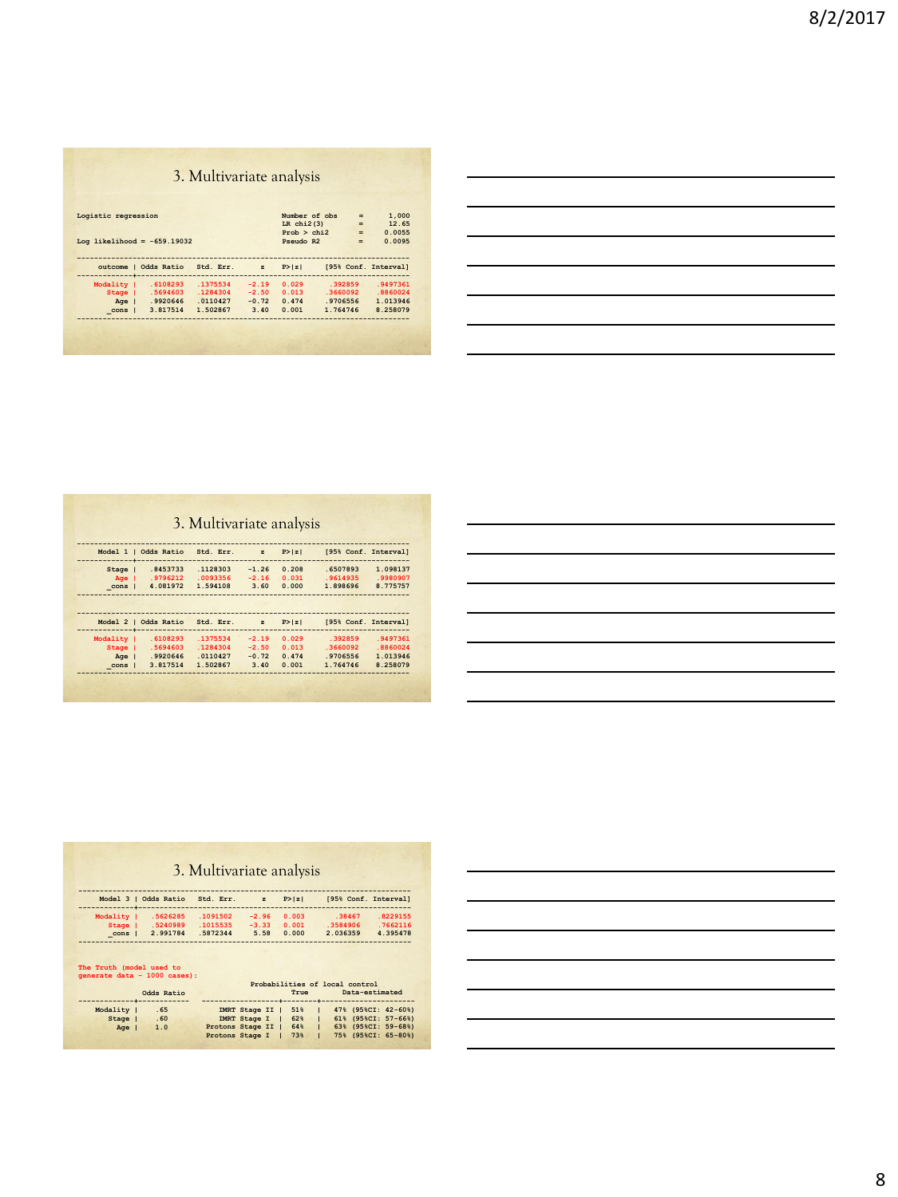## 3. Multivariate analysis

```
Logistic regression                             Number of obs   =      1,000
                                                LR chi2(3)      =      12.65
                                                Prob > chi2     =     0.0055
Log likelihood = -659.19032                     Pseudo R2       =     0.0095
```

| outcome | Odds Ratio | Std. Err. | z | P>\|z\| | [95% Conf. Interval] | |
|---|---|---|---|---|---|---|
| Modality | .6108293 | .1375534 | -2.19 | 0.029 | .392859 | .9497361 |
| Stage | .5694603 | .1284304 | -2.50 | 0.013 | .3660092 | .8860024 |
| Age | .9920646 | .0110427 | -0.72 | 0.474 | .9706556 | 1.013946 |
| _cons | 3.817514 | 1.502867 | 3.40 | 0.001 | 1.764746 | 8.258079 |

## 3. Multivariate analysis

| Model 1 | Odds Ratio | Std. Err. | z | P>\|z\| | [95% Conf. Interval] | |
|---|---|---|---|---|---|---|
| Stage | .8453733 | .1128303 | -1.26 | 0.208 | .6507893 | 1.098137 |
| Age | .9796212 | .0093356 | -2.16 | 0.031 | .9614935 | .9980907 |
| _cons | 4.081972 | 1.594108 | 3.60 | 0.000 | 1.898696 | 8.775757 |

| Model 2 | Odds Ratio | Std. Err. | z | P>\|z\| | [95% Conf. Interval] | |
|---|---|---|---|---|---|---|
| Modality | .6108293 | .1375534 | -2.19 | 0.029 | .392859 | .9497361 |
| Stage | .5694603 | .1284304 | -2.50 | 0.013 | .3660092 | .8860024 |
| Age | .9920646 | .0110427 | -0.72 | 0.474 | .9706556 | 1.013946 |
| _cons | 3.817514 | 1.502867 | 3.40 | 0.001 | 1.764746 | 8.258079 |

## 3. Multivariate analysis

| Model 3 | Odds Ratio | Std. Err. | z | P>\|z\| | [95% Conf. Interval] | |
|---|---|---|---|---|---|---|
| Modality | .5626285 | .1091502 | -2.96 | 0.003 | .38467 | .8229155 |
| Stage | .5240989 | .1015535 | -3.33 | 0.001 | .3584906 | .7662116 |
| _cons | 2.991784 | .5872344 | 5.58 | 0.000 | 2.036359 | 4.395478 |

The Truth (model used to generate data – 1000 cases):

| | Odds Ratio |
|---|---|
| Modality | .65 |
| Stage | .60 |
| Age | 1.0 |

| Probabilities of local control | True | Data-estimated |
|---|---|---|
| IMRT Stage II | 51% | 47% (95%CI: 42-60%) |
| IMRT Stage I | 62% | 61% (95%CI: 57-66%) |
| Protons Stage II | 64% | 63% (95%CI: 59-68%) |
| Protons Stage I | 73% | 75% (95%CI: 65-80%) |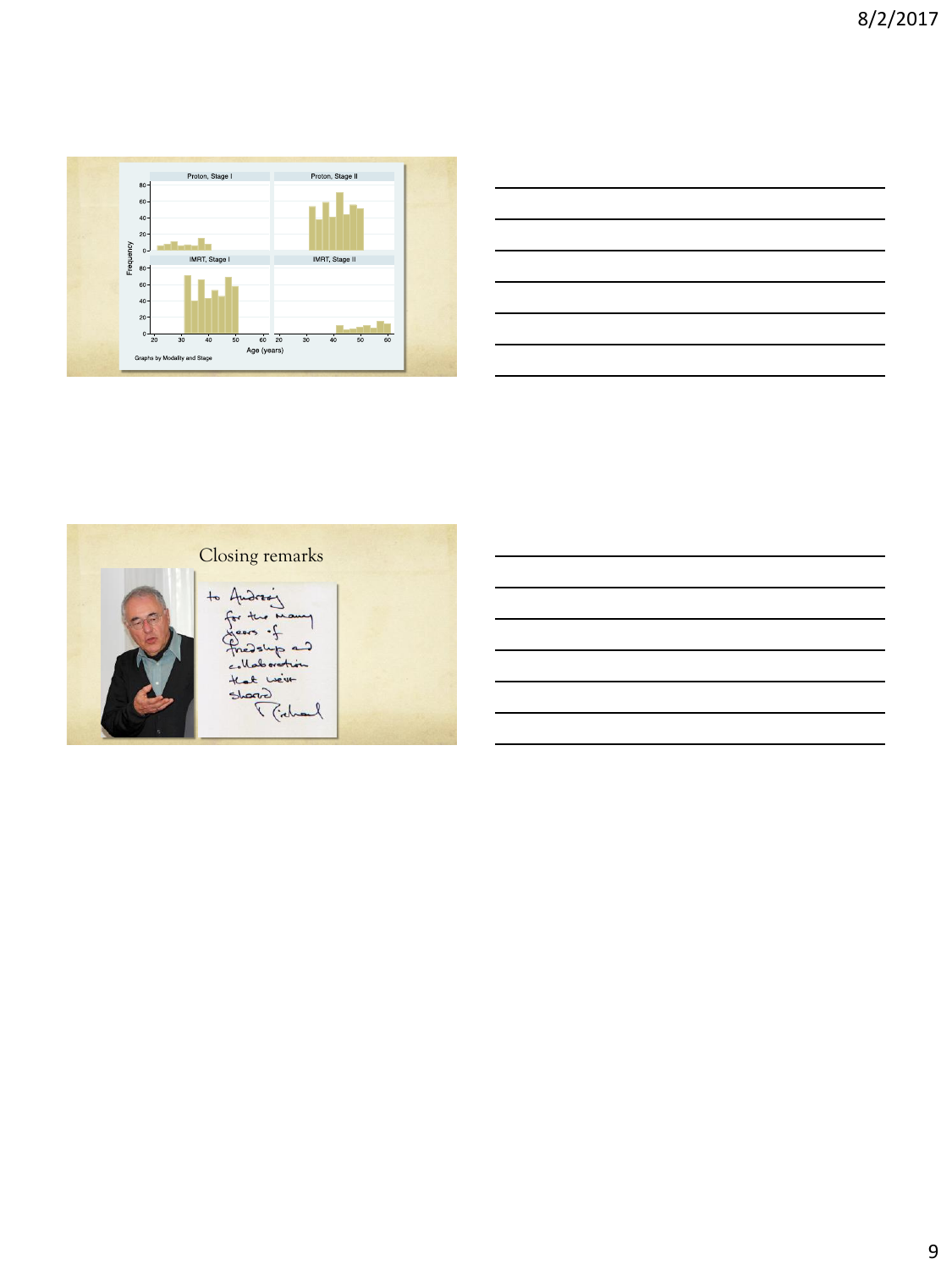Proton, Stage I

Proton, Stage II

IMRT, Stage I

IMRT, Stage II

Frequency

0
20
40
60
80

20
30
40
50
60

Age (years)

Graphs by Modality and Stage

## Closing remarks

to Andrzej
for the many
years of
friendship and
collaboration
that were
shared
Richard